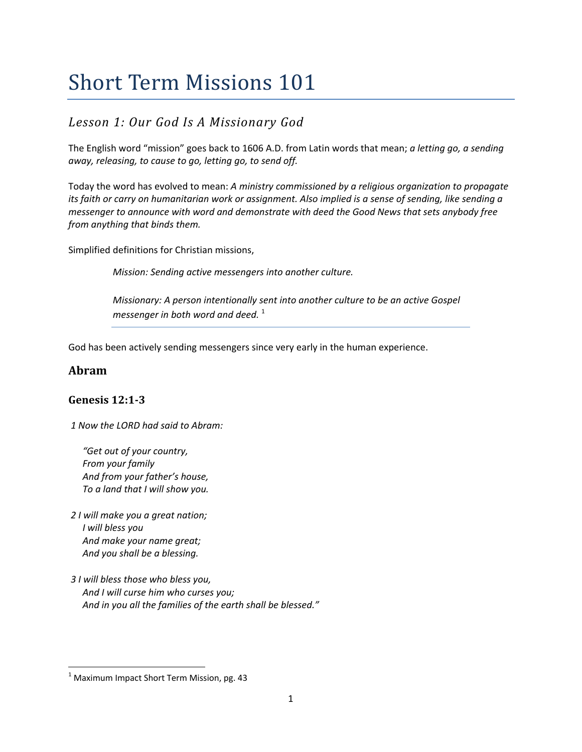# Short Term Missions 101

## *Lesson 1: Our God Is A Missionary God*

The English word "mission" goes back to 1606 A.D. from Latin words that mean; *a letting go, a sending away, releasing, to cause to go, letting go, to send off.*

Today the word has evolved to mean: *A ministry commissioned by a religious organization to propagate its faith or carry on humanitarian work or assignment. Also implied is a sense of sending, like sending a messenger to announce with word and demonstrate with deed the Good News that sets anybody free from anything that binds them.*

Simplified definitions for Christian missions,

> *Mission: Sending active messengers into another culture.*
>
> *Missionary: A person intentionally sent into another culture to be an active Gospel messenger in both word and deed.* [1]

God has been actively sending messengers since very early in the human experience.

### Abram

### Genesis 12:1-3

*1 Now the LORD had said to Abram:*

*"Get out of your country,*
*From your family*
*And from your father's house,*
*To a land that I will show you.*

*2 I will make you a great nation;*
*I will bless you*
*And make your name great;*
*And you shall be a blessing.*

*3 I will bless those who bless you,*
*And I will curse him who curses you;*
*And in you all the families of the earth shall be blessed."*

---

[1] Maximum Impact Short Term Mission, pg. 43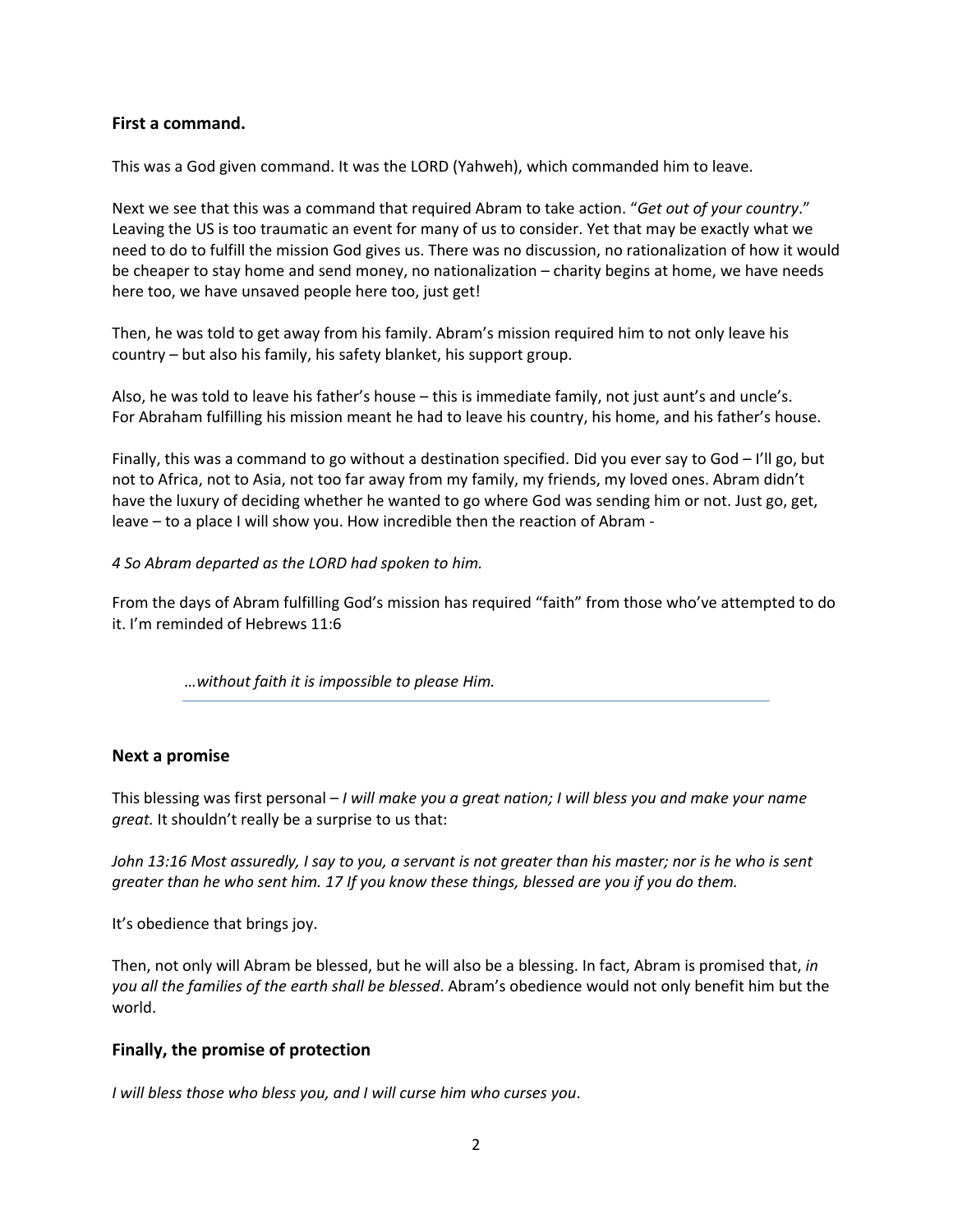### First a command.

This was a God given command. It was the LORD (Yahweh), which commanded him to leave.

Next we see that this was a command that required Abram to take action. "*Get out of your country*." Leaving the US is too traumatic an event for many of us to consider. Yet that may be exactly what we need to do to fulfill the mission God gives us. There was no discussion, no rationalization of how it would be cheaper to stay home and send money, no nationalization – charity begins at home, we have needs here too, we have unsaved people here too, just get!

Then, he was told to get away from his family. Abram's mission required him to not only leave his country – but also his family, his safety blanket, his support group.

Also, he was told to leave his father's house – this is immediate family, not just aunt's and uncle's. For Abraham fulfilling his mission meant he had to leave his country, his home, and his father's house.

Finally, this was a command to go without a destination specified. Did you ever say to God – I'll go, but not to Africa, not to Asia, not too far away from my family, my friends, my loved ones. Abram didn't have the luxury of deciding whether he wanted to go where God was sending him or not. Just go, get, leave – to a place I will show you. How incredible then the reaction of Abram -

*4 So Abram departed as the LORD had spoken to him.*

From the days of Abram fulfilling God's mission has required "faith" from those who've attempted to do it. I'm reminded of Hebrews 11:6

> *…without faith it is impossible to please Him.*

---

### Next a promise

This blessing was first personal – *I will make you a great nation; I will bless you and make your name great.* It shouldn't really be a surprise to us that:

*John 13:16 Most assuredly, I say to you, a servant is not greater than his master; nor is he who is sent greater than he who sent him. 17 If you know these things, blessed are you if you do them.*

It's obedience that brings joy.

Then, not only will Abram be blessed, but he will also be a blessing. In fact, Abram is promised that, *in you all the families of the earth shall be blessed*. Abram's obedience would not only benefit him but the world.

### Finally, the promise of protection

*I will bless those who bless you, and I will curse him who curses you*.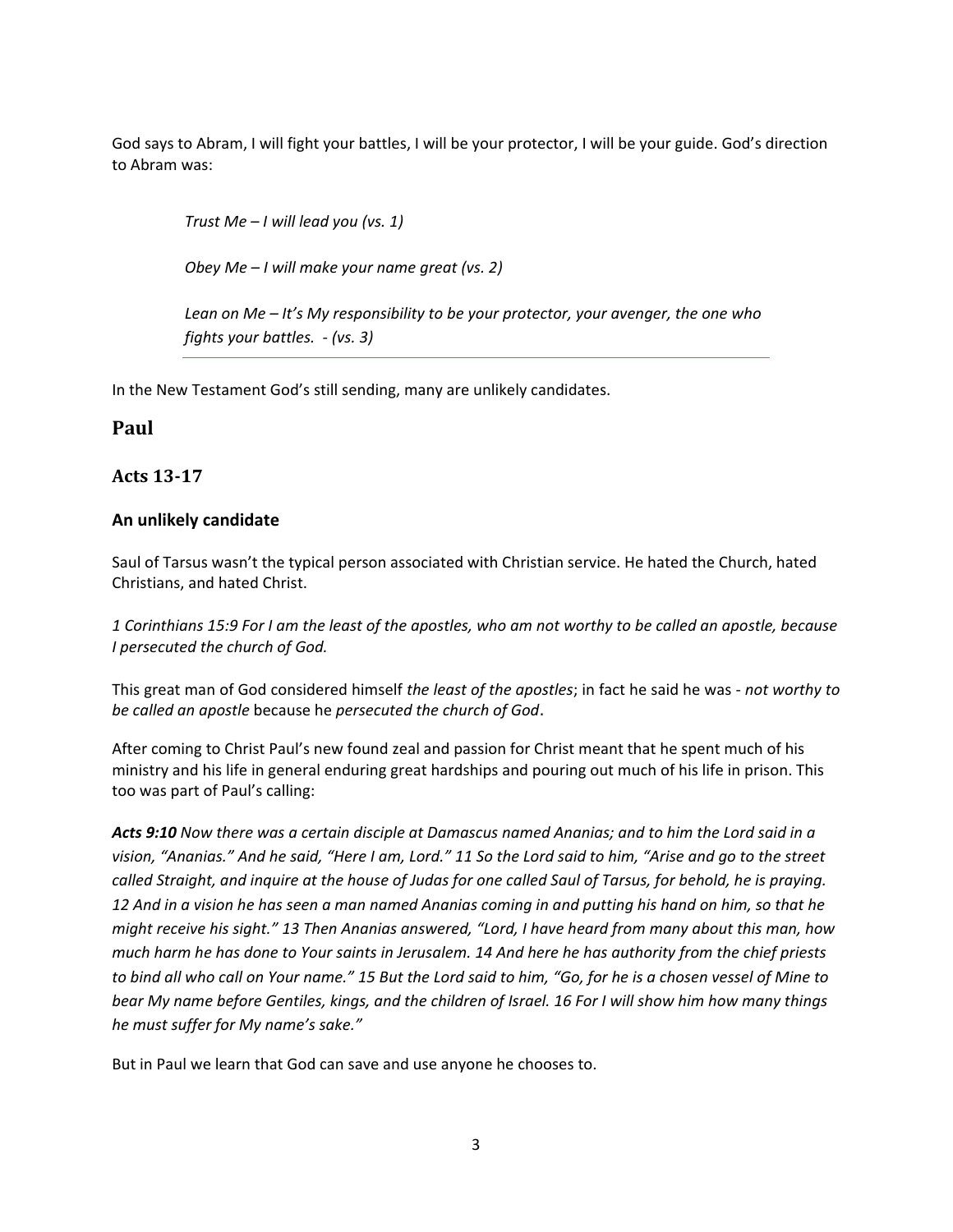God says to Abram, I will fight your battles, I will be your protector, I will be your guide. God's direction to Abram was:

> *Trust Me – I will lead you (vs. 1)*
>
> *Obey Me – I will make your name great (vs. 2)*
>
> *Lean on Me – It's My responsibility to be your protector, your avenger, the one who fights your battles. - (vs. 3)*

---

In the New Testament God's still sending, many are unlikely candidates.

## Paul

### Acts 13-17

#### An unlikely candidate

Saul of Tarsus wasn't the typical person associated with Christian service. He hated the Church, hated Christians, and hated Christ.

*1 Corinthians 15:9 For I am the least of the apostles, who am not worthy to be called an apostle, because I persecuted the church of God.*

This great man of God considered himself *the least of the apostles*; in fact he said he was - *not worthy to be called an apostle* because he *persecuted the church of God*.

After coming to Christ Paul's new found zeal and passion for Christ meant that he spent much of his ministry and his life in general enduring great hardships and pouring out much of his life in prison. This too was part of Paul's calling:

***Acts 9:10*** *Now there was a certain disciple at Damascus named Ananias; and to him the Lord said in a vision, "Ananias." And he said, "Here I am, Lord." 11 So the Lord said to him, "Arise and go to the street called Straight, and inquire at the house of Judas for one called Saul of Tarsus, for behold, he is praying. 12 And in a vision he has seen a man named Ananias coming in and putting his hand on him, so that he might receive his sight." 13 Then Ananias answered, "Lord, I have heard from many about this man, how much harm he has done to Your saints in Jerusalem. 14 And here he has authority from the chief priests to bind all who call on Your name." 15 But the Lord said to him, "Go, for he is a chosen vessel of Mine to bear My name before Gentiles, kings, and the children of Israel. 16 For I will show him how many things he must suffer for My name's sake."*

But in Paul we learn that God can save and use anyone he chooses to.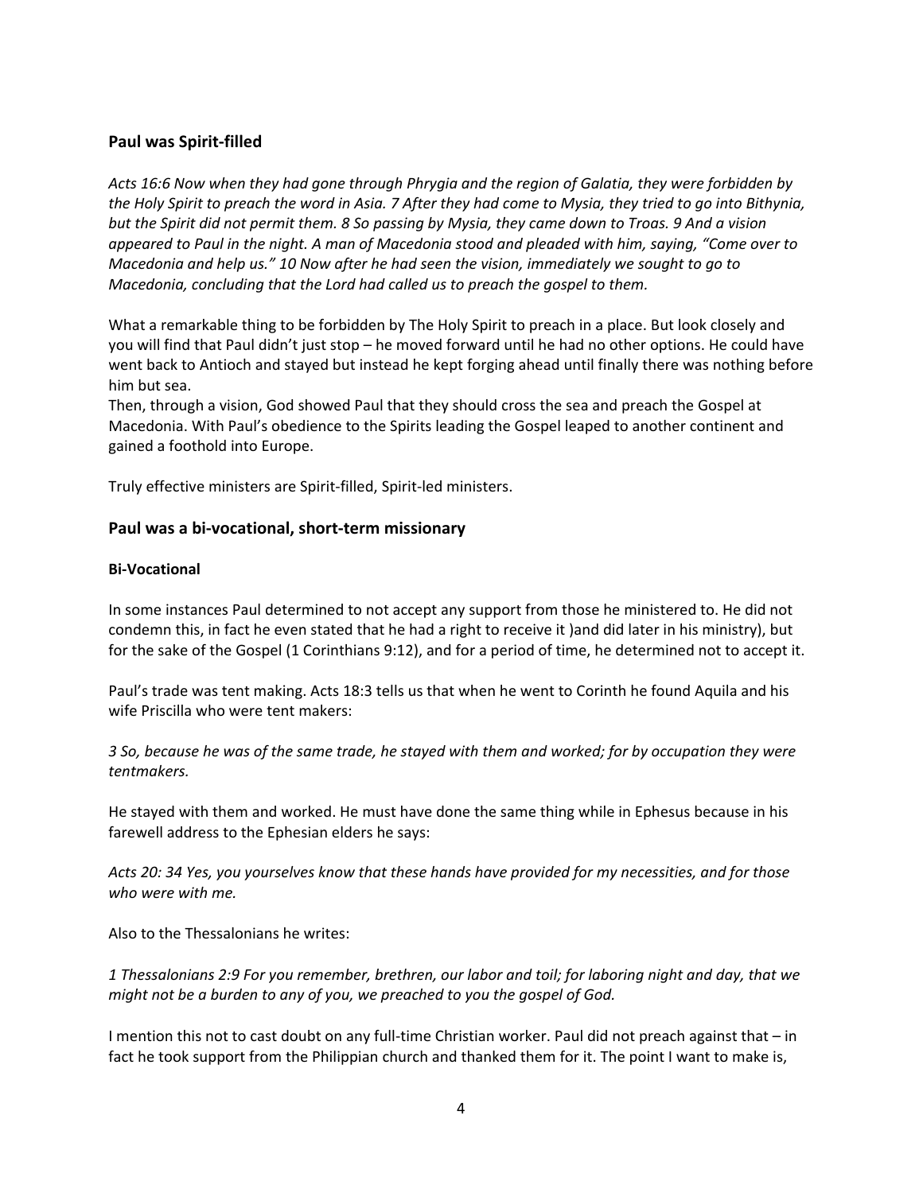## Paul was Spirit-filled

*Acts 16:6 Now when they had gone through Phrygia and the region of Galatia, they were forbidden by the Holy Spirit to preach the word in Asia. 7 After they had come to Mysia, they tried to go into Bithynia, but the Spirit did not permit them. 8 So passing by Mysia, they came down to Troas. 9 And a vision appeared to Paul in the night. A man of Macedonia stood and pleaded with him, saying, "Come over to Macedonia and help us." 10 Now after he had seen the vision, immediately we sought to go to Macedonia, concluding that the Lord had called us to preach the gospel to them.*

What a remarkable thing to be forbidden by The Holy Spirit to preach in a place. But look closely and you will find that Paul didn't just stop – he moved forward until he had no other options. He could have went back to Antioch and stayed but instead he kept forging ahead until finally there was nothing before him but sea.
Then, through a vision, God showed Paul that they should cross the sea and preach the Gospel at Macedonia. With Paul's obedience to the Spirits leading the Gospel leaped to another continent and gained a foothold into Europe.

Truly effective ministers are Spirit-filled, Spirit-led ministers.

## Paul was a bi-vocational, short-term missionary

### Bi-Vocational

In some instances Paul determined to not accept any support from those he ministered to. He did not condemn this, in fact he even stated that he had a right to receive it )and did later in his ministry), but for the sake of the Gospel (1 Corinthians 9:12), and for a period of time, he determined not to accept it.

Paul's trade was tent making. Acts 18:3 tells us that when he went to Corinth he found Aquila and his wife Priscilla who were tent makers:

*3 So, because he was of the same trade, he stayed with them and worked; for by occupation they were tentmakers.*

He stayed with them and worked. He must have done the same thing while in Ephesus because in his farewell address to the Ephesian elders he says:

*Acts 20: 34 Yes, you yourselves know that these hands have provided for my necessities, and for those who were with me.*

Also to the Thessalonians he writes:

*1 Thessalonians 2:9 For you remember, brethren, our labor and toil; for laboring night and day, that we might not be a burden to any of you, we preached to you the gospel of God.*

I mention this not to cast doubt on any full-time Christian worker. Paul did not preach against that – in fact he took support from the Philippian church and thanked them for it. The point I want to make is,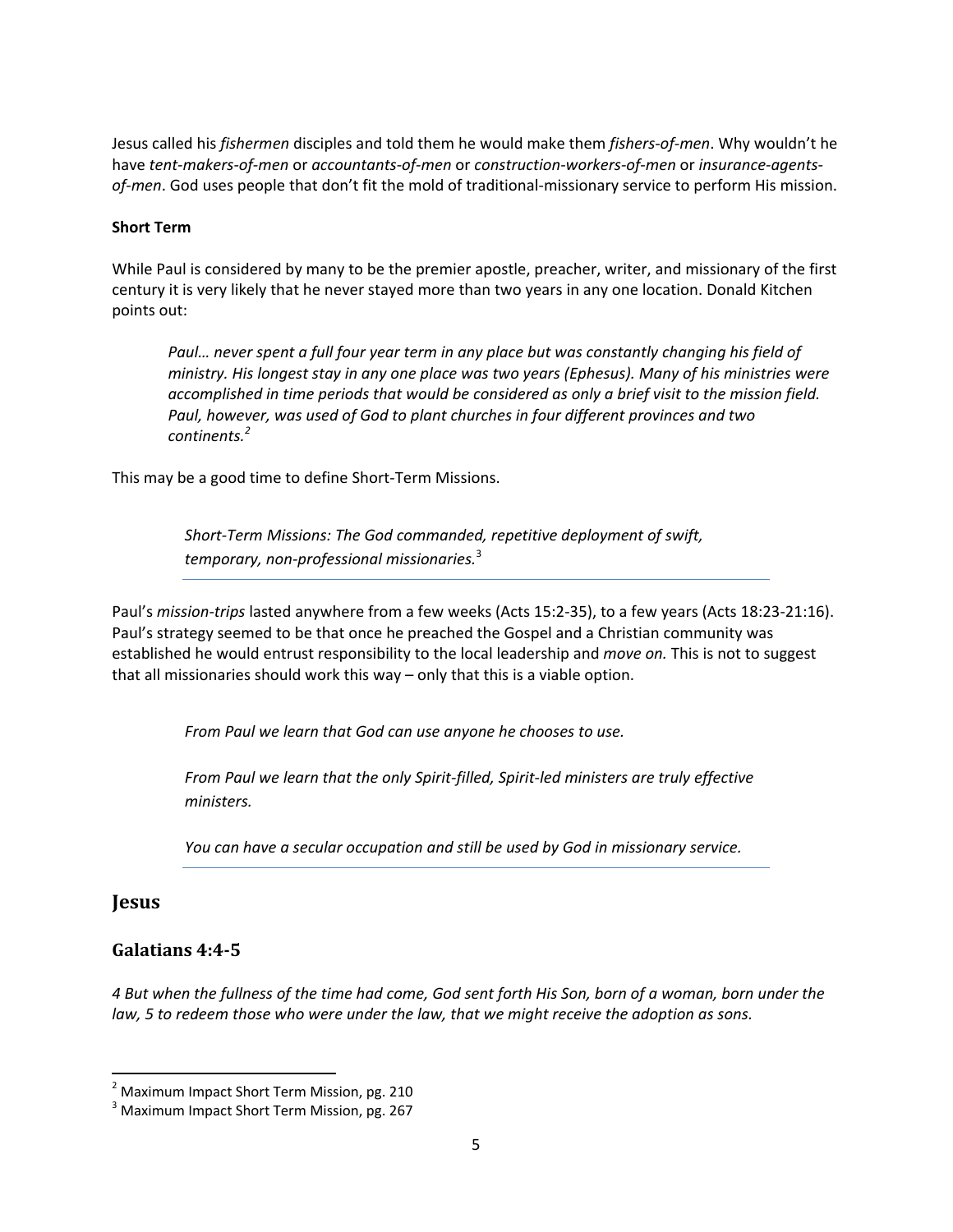Jesus called his *fishermen* disciples and told them he would make them *fishers-of-men*. Why wouldn't he have *tent-makers-of-men* or *accountants-of-men* or *construction-workers-of-men* or *insurance-agents-of-men*. God uses people that don't fit the mold of traditional-missionary service to perform His mission.

**Short Term**

While Paul is considered by many to be the premier apostle, preacher, writer, and missionary of the first century it is very likely that he never stayed more than two years in any one location. Donald Kitchen points out:

> *Paul… never spent a full four year term in any place but was constantly changing his field of ministry. His longest stay in any one place was two years (Ephesus). Many of his ministries were accomplished in time periods that would be considered as only a brief visit to the mission field. Paul, however, was used of God to plant churches in four different provinces and two continents.*[2]

This may be a good time to define Short-Term Missions.

> *Short-Term Missions: The God commanded, repetitive deployment of swift, temporary, non-professional missionaries.*[3]

Paul's *mission-trips* lasted anywhere from a few weeks (Acts 15:2-35), to a few years (Acts 18:23-21:16). Paul's strategy seemed to be that once he preached the Gospel and a Christian community was established he would entrust responsibility to the local leadership and *move on.* This is not to suggest that all missionaries should work this way – only that this is a viable option.

> *From Paul we learn that God can use anyone he chooses to use.*
>
> *From Paul we learn that the only Spirit-filled, Spirit-led ministers are truly effective ministers.*
>
> *You can have a secular occupation and still be used by God in missionary service.*

# Jesus

## Galatians 4:4-5

*4 But when the fullness of the time had come, God sent forth His Son, born of a woman, born under the law, 5 to redeem those who were under the law, that we might receive the adoption as sons.*

---

[2] Maximum Impact Short Term Mission, pg. 210

[3] Maximum Impact Short Term Mission, pg. 267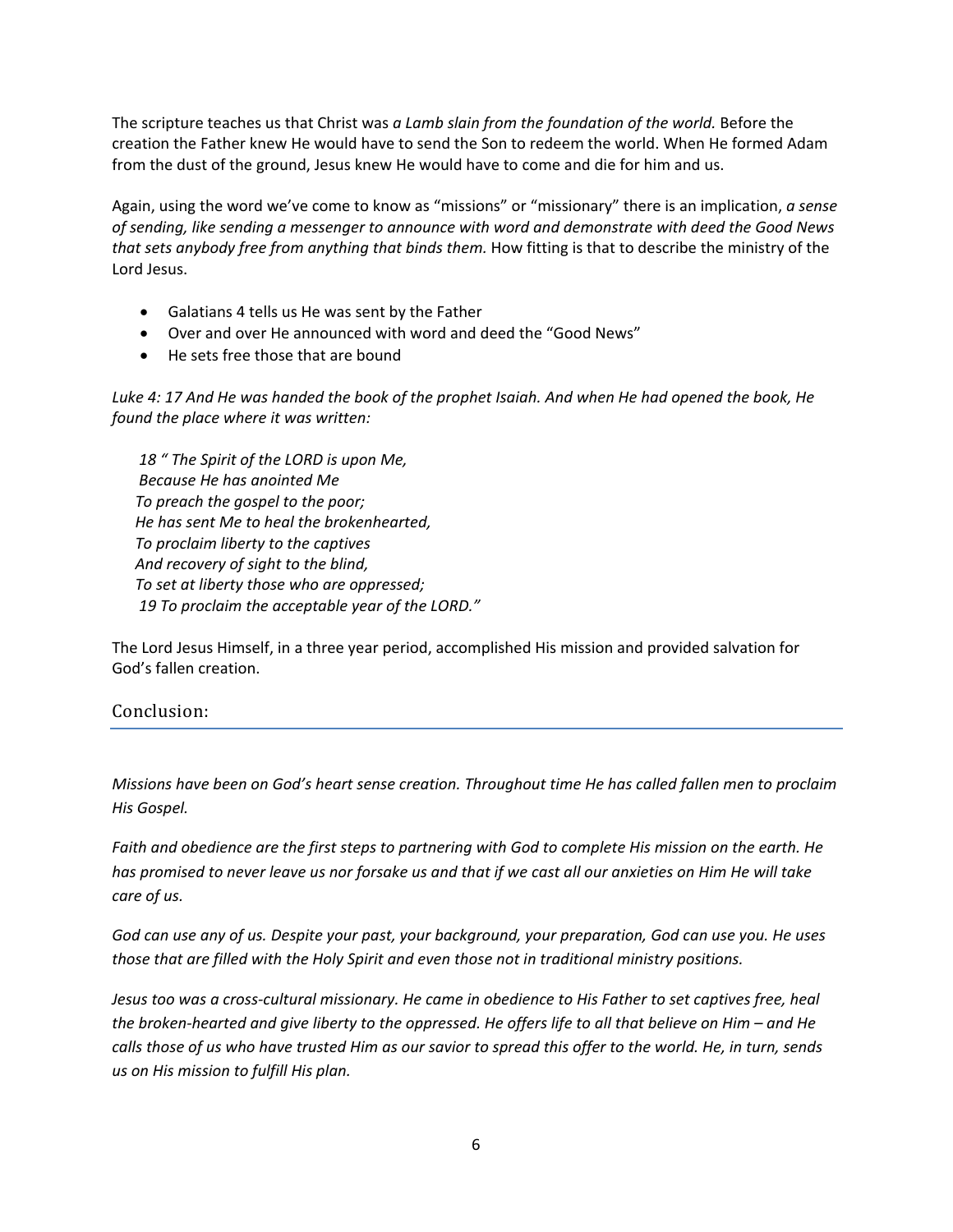The scripture teaches us that Christ was *a Lamb slain from the foundation of the world.* Before the creation the Father knew He would have to send the Son to redeem the world. When He formed Adam from the dust of the ground, Jesus knew He would have to come and die for him and us.

Again, using the word we've come to know as "missions" or "missionary" there is an implication, *a sense of sending, like sending a messenger to announce with word and demonstrate with deed the Good News that sets anybody free from anything that binds them.* How fitting is that to describe the ministry of the Lord Jesus.

- Galatians 4 tells us He was sent by the Father
- Over and over He announced with word and deed the "Good News"
- He sets free those that are bound

*Luke 4: 17 And He was handed the book of the prophet Isaiah. And when He had opened the book, He found the place where it was written:*

> *18 " The Spirit of the LORD is upon Me,*
> *Because He has anointed Me*
> *To preach the gospel to the poor;*
> *He has sent Me to heal the brokenhearted,*
> *To proclaim liberty to the captives*
> *And recovery of sight to the blind,*
> *To set at liberty those who are oppressed;*
> *19 To proclaim the acceptable year of the LORD."*

The Lord Jesus Himself, in a three year period, accomplished His mission and provided salvation for God's fallen creation.

## Conclusion:

*Missions have been on God's heart sense creation. Throughout time He has called fallen men to proclaim His Gospel.*

*Faith and obedience are the first steps to partnering with God to complete His mission on the earth. He has promised to never leave us nor forsake us and that if we cast all our anxieties on Him He will take care of us.*

*God can use any of us. Despite your past, your background, your preparation, God can use you. He uses those that are filled with the Holy Spirit and even those not in traditional ministry positions.*

*Jesus too was a cross-cultural missionary. He came in obedience to His Father to set captives free, heal the broken-hearted and give liberty to the oppressed. He offers life to all that believe on Him – and He calls those of us who have trusted Him as our savior to spread this offer to the world. He, in turn, sends us on His mission to fulfill His plan.*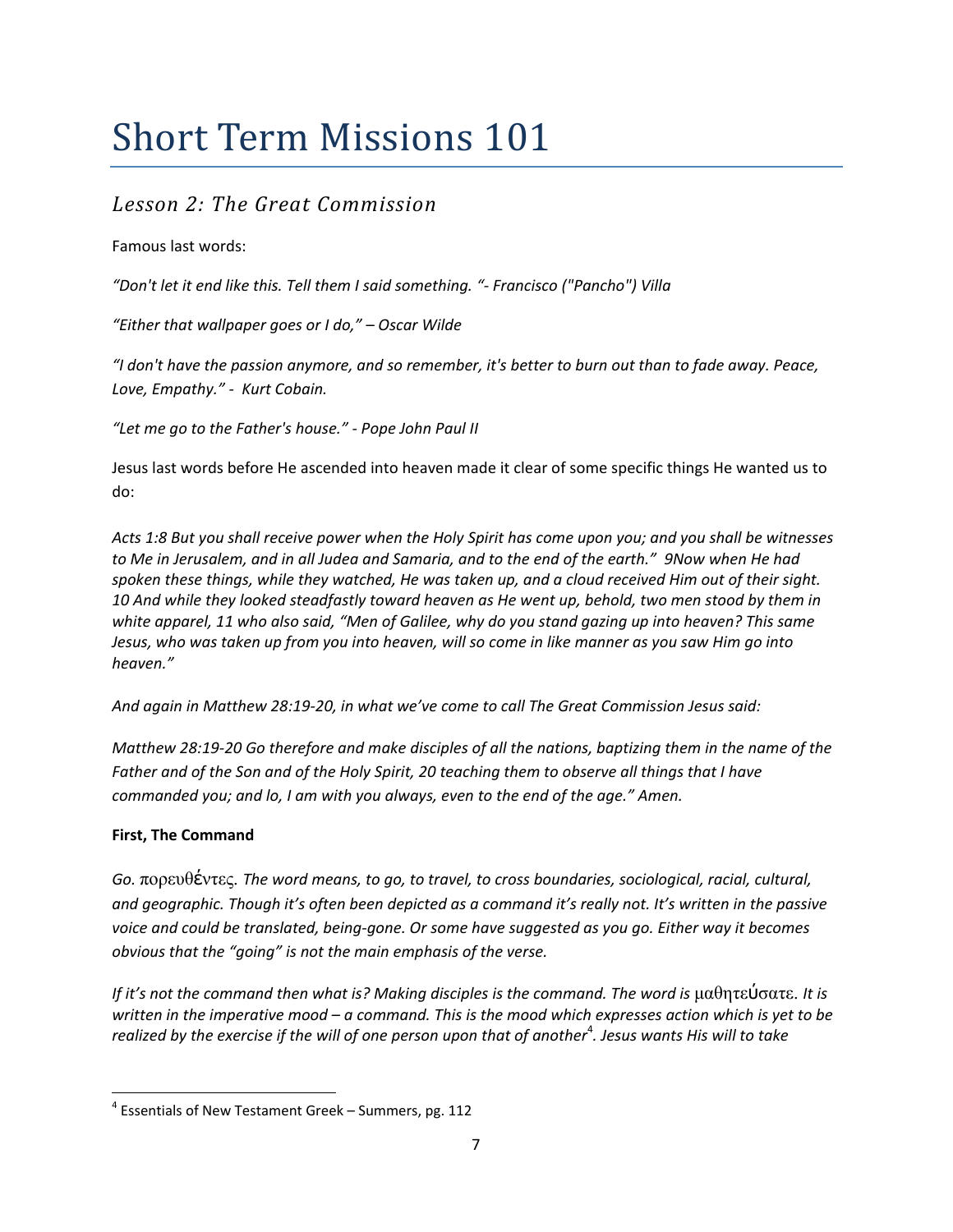# Short Term Missions 101

## *Lesson 2: The Great Commission*

Famous last words:

*"Don't let it end like this. Tell them I said something. "- Francisco ("Pancho") Villa*

*"Either that wallpaper goes or I do," – Oscar Wilde*

*"I don't have the passion anymore, and so remember, it's better to burn out than to fade away. Peace, Love, Empathy." - Kurt Cobain.*

*"Let me go to the Father's house." - Pope John Paul II*

Jesus last words before He ascended into heaven made it clear of some specific things He wanted us to do:

*Acts 1:8 But you shall receive power when the Holy Spirit has come upon you; and you shall be witnesses to Me in Jerusalem, and in all Judea and Samaria, and to the end of the earth." 9Now when He had spoken these things, while they watched, He was taken up, and a cloud received Him out of their sight. 10 And while they looked steadfastly toward heaven as He went up, behold, two men stood by them in white apparel, 11 who also said, "Men of Galilee, why do you stand gazing up into heaven? This same Jesus, who was taken up from you into heaven, will so come in like manner as you saw Him go into heaven."*

*And again in Matthew 28:19-20, in what we've come to call The Great Commission Jesus said:*

*Matthew 28:19-20 Go therefore and make disciples of all the nations, baptizing them in the name of the Father and of the Son and of the Holy Spirit, 20 teaching them to observe all things that I have commanded you; and lo, I am with you always, even to the end of the age." Amen.*

**First, The Command**

*Go.* πορευθέντες*. The word means, to go, to travel, to cross boundaries, sociological, racial, cultural, and geographic. Though it's often been depicted as a command it's really not. It's written in the passive voice and could be translated, being-gone. Or some have suggested as you go. Either way it becomes obvious that the "going" is not the main emphasis of the verse.*

*If it's not the command then what is? Making disciples is the command. The word is* μαθητεύσατε*. It is written in the imperative mood – a command. This is the mood which expresses action which is yet to be realized by the exercise if the will of one person upon that of another*[4]*. Jesus wants His will to take*

[4] Essentials of New Testament Greek – Summers, pg. 112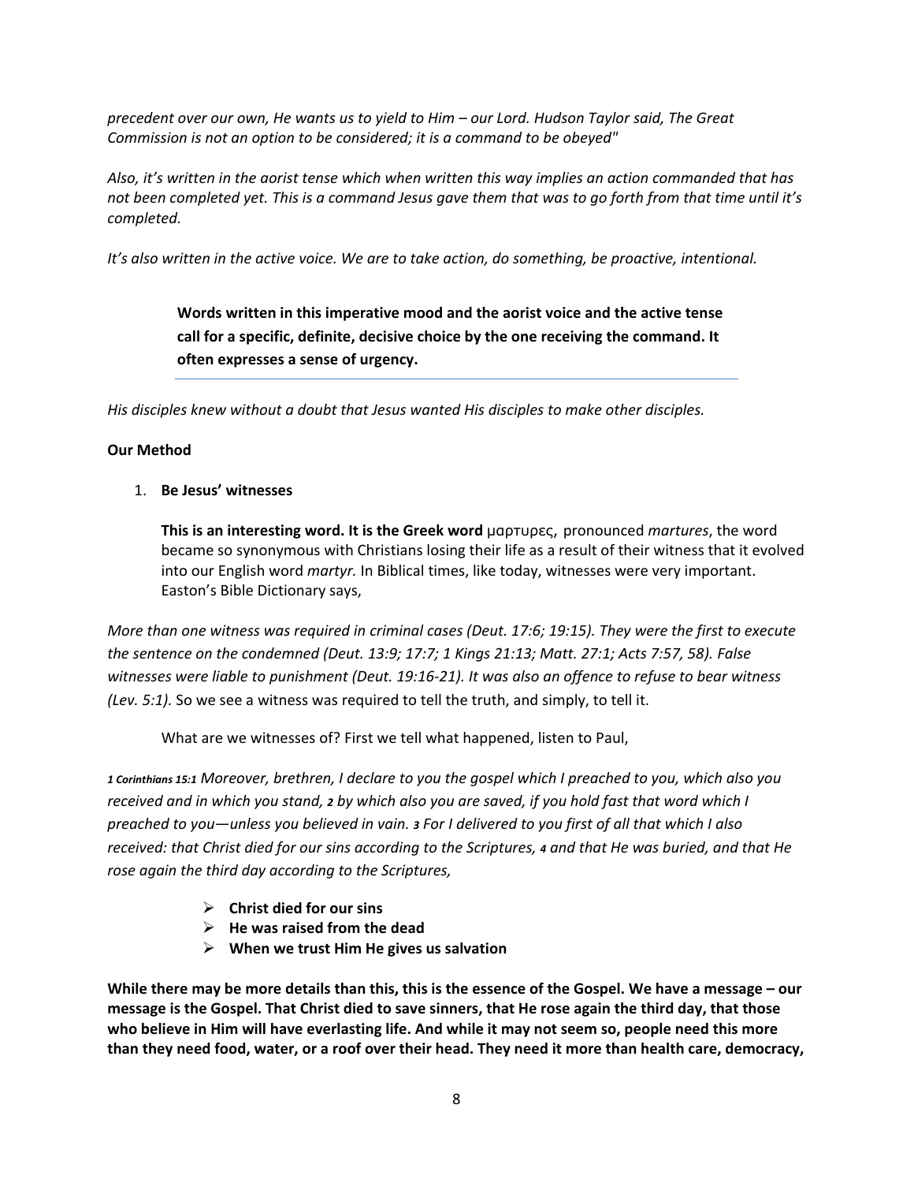*precedent over our own, He wants us to yield to Him – our Lord. Hudson Taylor said, The Great Commission is not an option to be considered; it is a command to be obeyed"*

*Also, it's written in the aorist tense which when written this way implies an action commanded that has not been completed yet. This is a command Jesus gave them that was to go forth from that time until it's completed.*

*It's also written in the active voice. We are to take action, do something, be proactive, intentional.*

> **Words written in this imperative mood and the aorist voice and the active tense call for a specific, definite, decisive choice by the one receiving the command. It often expresses a sense of urgency.**

*His disciples knew without a doubt that Jesus wanted His disciples to make other disciples.*

**Our Method**

1. **Be Jesus' witnesses**

   **This is an interesting word. It is the Greek word** μαρτυρες, pronounced *martures*, the word became so synonymous with Christians losing their life as a result of their witness that it evolved into our English word *martyr.* In Biblical times, like today, witnesses were very important. Easton's Bible Dictionary says,

*More than one witness was required in criminal cases (Deut. 17:6; 19:15). They were the first to execute the sentence on the condemned (Deut. 13:9; 17:7; 1 Kings 21:13; Matt. 27:1; Acts 7:57, 58). False witnesses were liable to punishment (Deut. 19:16-21). It was also an offence to refuse to bear witness (Lev. 5:1).* So we see a witness was required to tell the truth, and simply, to tell it.

What are we witnesses of? First we tell what happened, listen to Paul,

***1 Corinthians 15:1*** *Moreover, brethren, I declare to you the gospel which I preached to you, which also you received and in which you stand,* ***2*** *by which also you are saved, if you hold fast that word which I preached to you—unless you believed in vain.* ***3*** *For I delivered to you first of all that which I also received: that Christ died for our sins according to the Scriptures,* ***4*** *and that He was buried, and that He rose again the third day according to the Scriptures,*

- **Christ died for our sins**
- **He was raised from the dead**
- **When we trust Him He gives us salvation**

**While there may be more details than this, this is the essence of the Gospel. We have a message – our message is the Gospel. That Christ died to save sinners, that He rose again the third day, that those who believe in Him will have everlasting life. And while it may not seem so, people need this more than they need food, water, or a roof over their head. They need it more than health care, democracy,**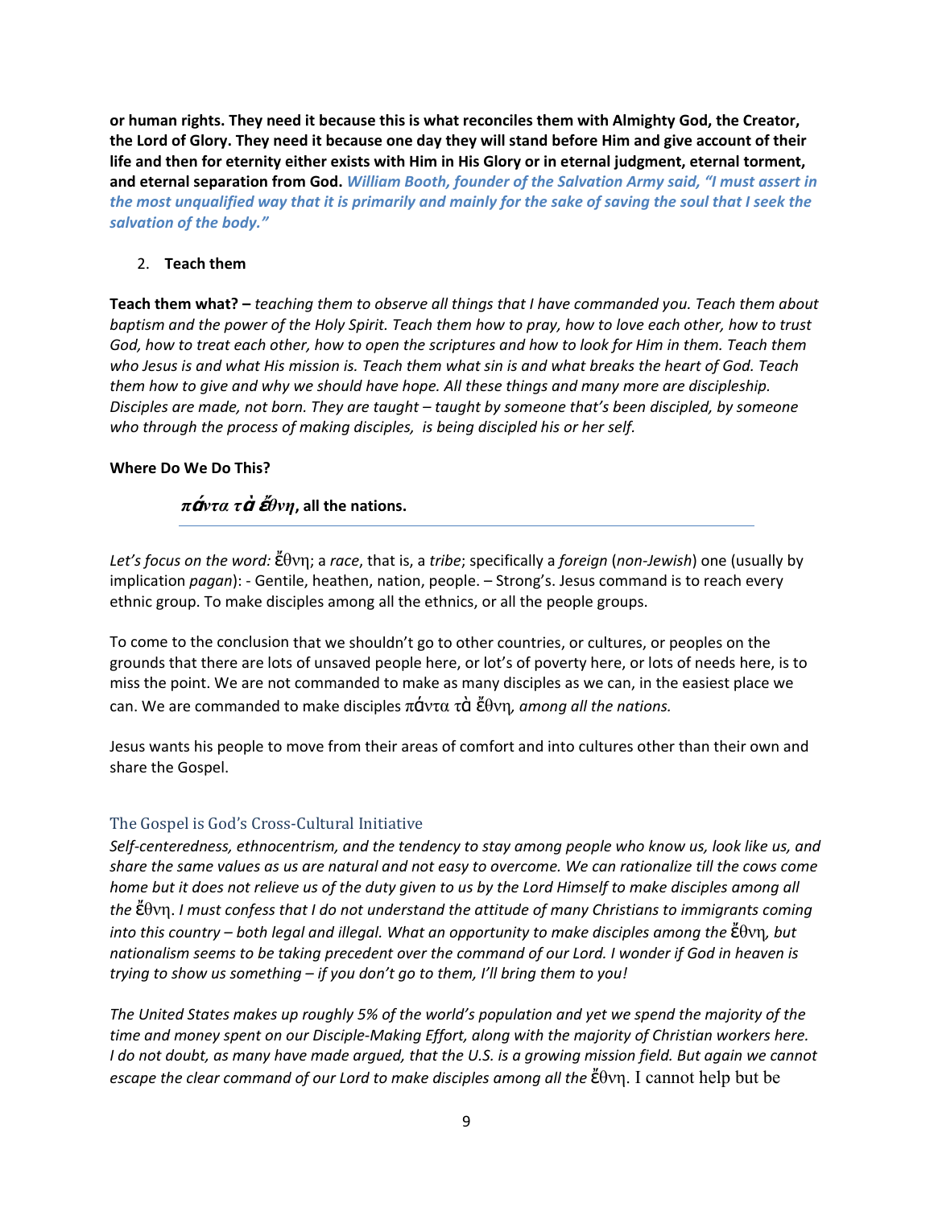**or human rights. They need it because this is what reconciles them with Almighty God, the Creator, the Lord of Glory. They need it because one day they will stand before Him and give account of their life and then for eternity either exists with Him in His Glory or in eternal judgment, eternal torment, and eternal separation from God.** ***William Booth, founder of the Salvation Army said, "I must assert in the most unqualified way that it is primarily and mainly for the sake of saving the soul that I seek the salvation of the body."***

2. **Teach them**

**Teach them what? –** *teaching them to observe all things that I have commanded you. Teach them about baptism and the power of the Holy Spirit. Teach them how to pray, how to love each other, how to trust God, how to treat each other, how to open the scriptures and how to look for Him in them. Teach them who Jesus is and what His mission is. Teach them what sin is and what breaks the heart of God. Teach them how to give and why we should have hope. All these things and many more are discipleship. Disciples are made, not born. They are taught – taught by someone that's been discipled, by someone who through the process of making disciples, is being discipled his or her self.*

**Where Do We Do This?**

***πάντα τὰ ἔθνη*, all the nations.**

---

*Let's focus on the word:* ἔθνη; a *race*, that is, a *tribe*; specifically a *foreign* (*non-Jewish*) one (usually by implication *pagan*): - Gentile, heathen, nation, people. – Strong's. Jesus command is to reach every ethnic group. To make disciples among all the ethnics, or all the people groups.

To come to the conclusion that we shouldn't go to other countries, or cultures, or peoples on the grounds that there are lots of unsaved people here, or lot's of poverty here, or lots of needs here, is to miss the point. We are not commanded to make as many disciples as we can, in the easiest place we can. We are commanded to make disciples πάντα τὰ ἔθνη*, among all the nations.*

Jesus wants his people to move from their areas of comfort and into cultures other than their own and share the Gospel.

## The Gospel is God's Cross-Cultural Initiative

*Self-centeredness, ethnocentrism, and the tendency to stay among people who know us, look like us, and share the same values as us are natural and not easy to overcome. We can rationalize till the cows come home but it does not relieve us of the duty given to us by the Lord Himself to make disciples among all the* ἔθνη. *I must confess that I do not understand the attitude of many Christians to immigrants coming into this country – both legal and illegal. What an opportunity to make disciples among the* ἔθνη*, but nationalism seems to be taking precedent over the command of our Lord. I wonder if God in heaven is trying to show us something – if you don't go to them, I'll bring them to you!*

*The United States makes up roughly 5% of the world's population and yet we spend the majority of the time and money spent on our Disciple-Making Effort, along with the majority of Christian workers here. I do not doubt, as many have made argued, that the U.S. is a growing mission field. But again we cannot escape the clear command of our Lord to make disciples among all the* ἔθνη. I cannot help but be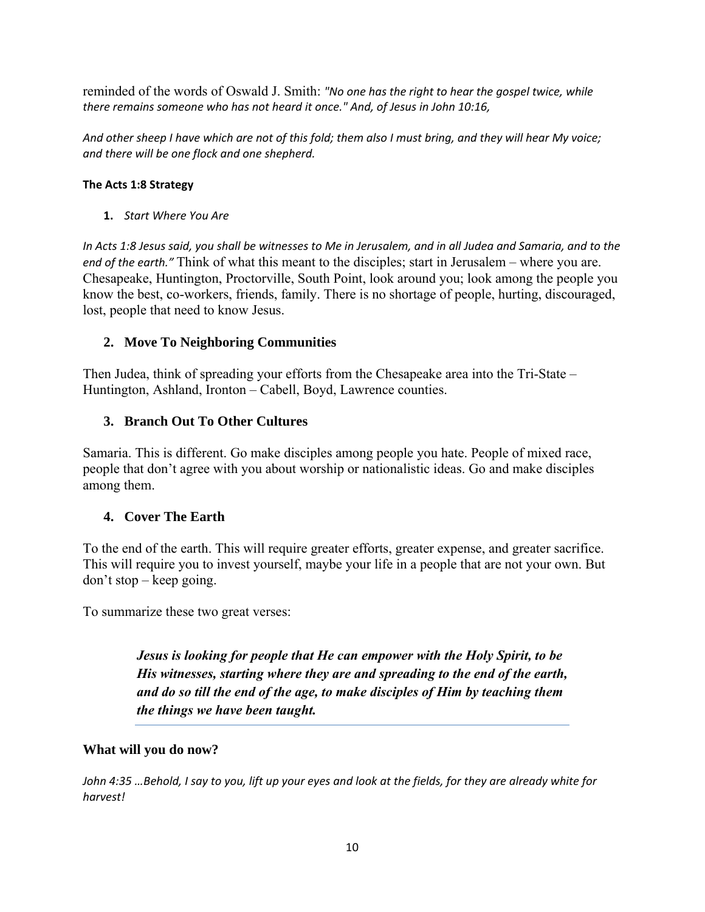reminded of the words of Oswald J. Smith: *"No one has the right to hear the gospel twice, while there remains someone who has not heard it once." And, of Jesus in John 10:16,*

*And other sheep I have which are not of this fold; them also I must bring, and they will hear My voice; and there will be one flock and one shepherd.*

**The Acts 1:8 Strategy**

1. *Start Where You Are*

*In Acts 1:8 Jesus said, you shall be witnesses to Me in Jerusalem, and in all Judea and Samaria, and to the end of the earth."* Think of what this meant to the disciples; start in Jerusalem – where you are. Chesapeake, Huntington, Proctorville, South Point, look around you; look among the people you know the best, co-workers, friends, family. There is no shortage of people, hurting, discouraged, lost, people that need to know Jesus.

2. **Move To Neighboring Communities**

Then Judea, think of spreading your efforts from the Chesapeake area into the Tri-State – Huntington, Ashland, Ironton – Cabell, Boyd, Lawrence counties.

3. **Branch Out To Other Cultures**

Samaria. This is different. Go make disciples among people you hate. People of mixed race, people that don't agree with you about worship or nationalistic ideas. Go and make disciples among them.

4. **Cover The Earth**

To the end of the earth. This will require greater efforts, greater expense, and greater sacrifice. This will require you to invest yourself, maybe your life in a people that are not your own. But don't stop – keep going.

To summarize these two great verses:

> ***Jesus is looking for people that He can empower with the Holy Spirit, to be His witnesses, starting where they are and spreading to the end of the earth, and do so till the end of the age, to make disciples of Him by teaching them the things we have been taught.***

**What will you do now?**

*John 4:35 …Behold, I say to you, lift up your eyes and look at the fields, for they are already white for harvest!*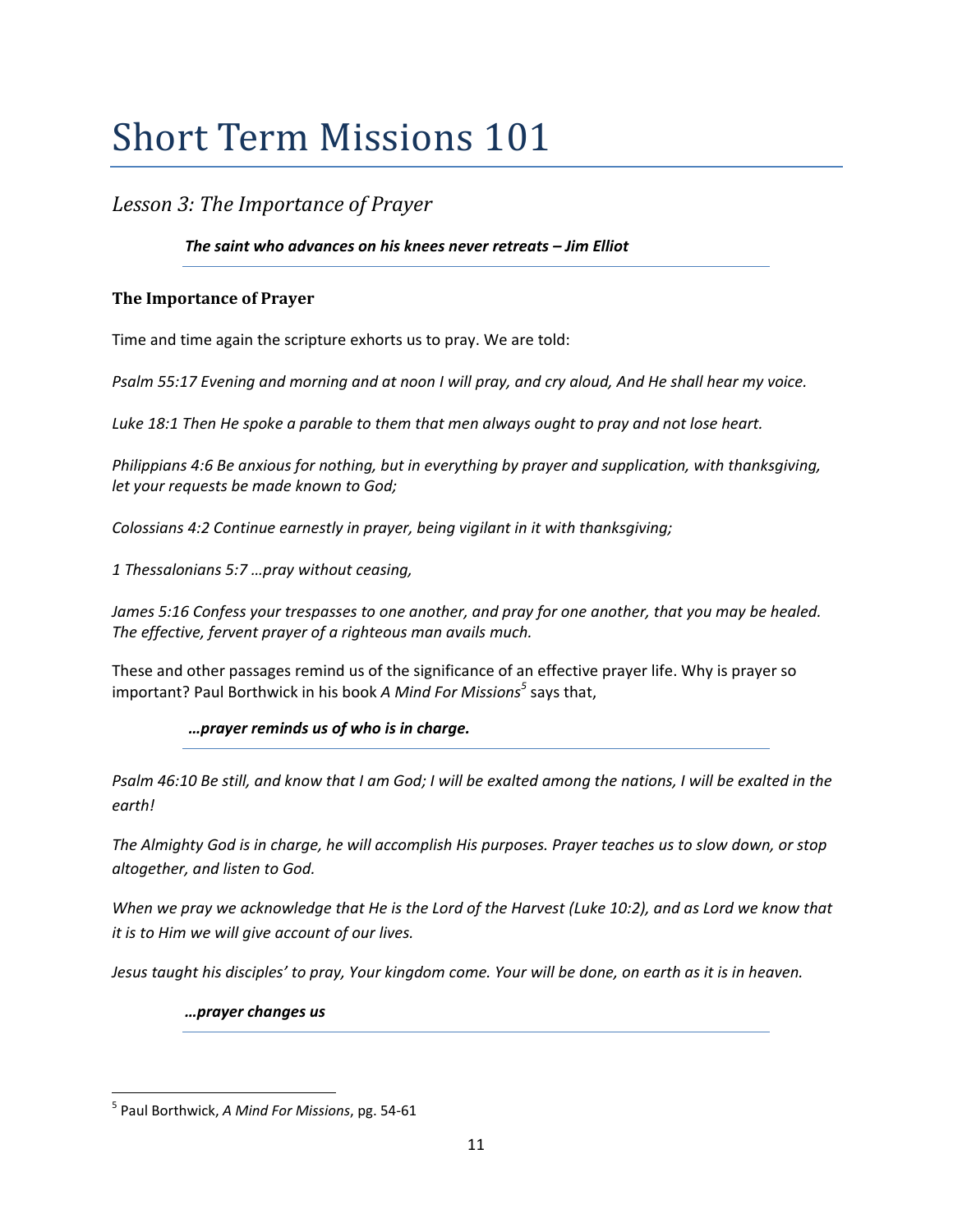# Short Term Missions 101

## *Lesson 3: The Importance of Prayer*

***The saint who advances on his knees never retreats – Jim Elliot***

### The Importance of Prayer

Time and time again the scripture exhorts us to pray. We are told:

*Psalm 55:17 Evening and morning and at noon I will pray, and cry aloud, And He shall hear my voice.*

*Luke 18:1 Then He spoke a parable to them that men always ought to pray and not lose heart.*

*Philippians 4:6 Be anxious for nothing, but in everything by prayer and supplication, with thanksgiving, let your requests be made known to God;*

*Colossians 4:2 Continue earnestly in prayer, being vigilant in it with thanksgiving;*

*1 Thessalonians 5:7 …pray without ceasing,*

*James 5:16 Confess your trespasses to one another, and pray for one another, that you may be healed. The effective, fervent prayer of a righteous man avails much.*

These and other passages remind us of the significance of an effective prayer life. Why is prayer so important? Paul Borthwick in his book *A Mind For Missions*[5] says that,

***…prayer reminds us of who is in charge.***

*Psalm 46:10 Be still, and know that I am God; I will be exalted among the nations, I will be exalted in the earth!*

*The Almighty God is in charge, he will accomplish His purposes. Prayer teaches us to slow down, or stop altogether, and listen to God.*

*When we pray we acknowledge that He is the Lord of the Harvest (Luke 10:2), and as Lord we know that it is to Him we will give account of our lives.*

*Jesus taught his disciples' to pray, Your kingdom come. Your will be done, on earth as it is in heaven.*

***…prayer changes us***

[5] Paul Borthwick, *A Mind For Missions*, pg. 54-61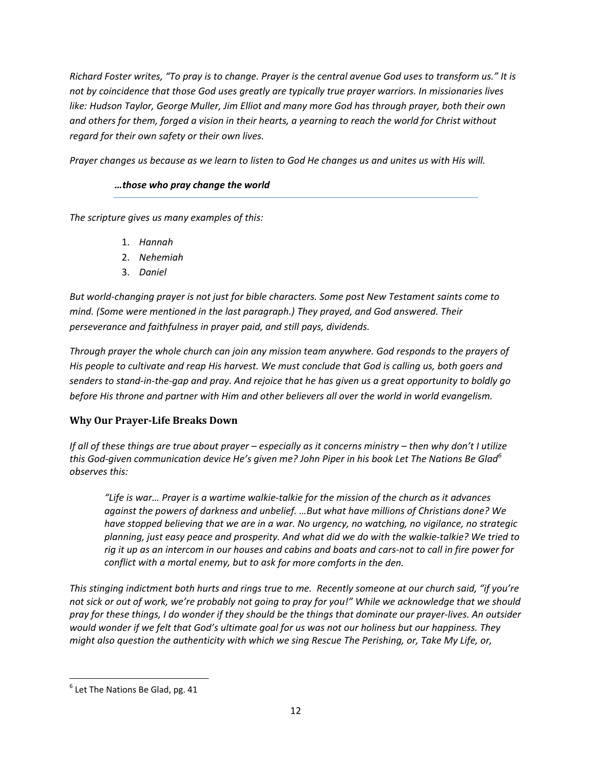*Richard Foster writes, "To pray is to change. Prayer is the central avenue God uses to transform us." It is not by coincidence that those God uses greatly are typically true prayer warriors. In missionaries lives like: Hudson Taylor, George Muller, Jim Elliot and many more God has through prayer, both their own and others for them, forged a vision in their hearts, a yearning to reach the world for Christ without regard for their own safety or their own lives.*

*Prayer changes us because as we learn to listen to God He changes us and unites us with His will.*

***…those who pray change the world***

*The scripture gives us many examples of this:*

1. *Hannah*
2. *Nehemiah*
3. *Daniel*

*But world-changing prayer is not just for bible characters. Some post New Testament saints come to mind. (Some were mentioned in the last paragraph.) They prayed, and God answered. Their perseverance and faithfulness in prayer paid, and still pays, dividends.*

*Through prayer the whole church can join any mission team anywhere. God responds to the prayers of His people to cultivate and reap His harvest. We must conclude that God is calling us, both goers and senders to stand-in-the-gap and pray. And rejoice that he has given us a great opportunity to boldly go before His throne and partner with Him and other believers all over the world in world evangelism.*

## Why Our Prayer-Life Breaks Down

*If all of these things are true about prayer – especially as it concerns ministry – then why don't I utilize this God-given communication device He's given me? John Piper in his book Let The Nations Be Glad[6] observes this:*

> *"Life is war… Prayer is a wartime walkie-talkie for the mission of the church as it advances against the powers of darkness and unbelief. …But what have millions of Christians done? We have stopped believing that we are in a war. No urgency, no watching, no vigilance, no strategic planning, just easy peace and prosperity. And what did we do with the walkie-talkie? We tried to rig it up as an intercom in our houses and cabins and boats and cars-not to call in fire power for conflict with a mortal enemy, but to ask for more comforts in the den.*

*This stinging indictment both hurts and rings true to me. Recently someone at our church said, "if you're not sick or out of work, we're probably not going to pray for you!" While we acknowledge that we should pray for these things, I do wonder if they should be the things that dominate our prayer-lives. An outsider would wonder if we felt that God's ultimate goal for us was not our holiness but our happiness. They might also question the authenticity with which we sing Rescue The Perishing, or, Take My Life, or,*

---

[6] Let The Nations Be Glad, pg. 41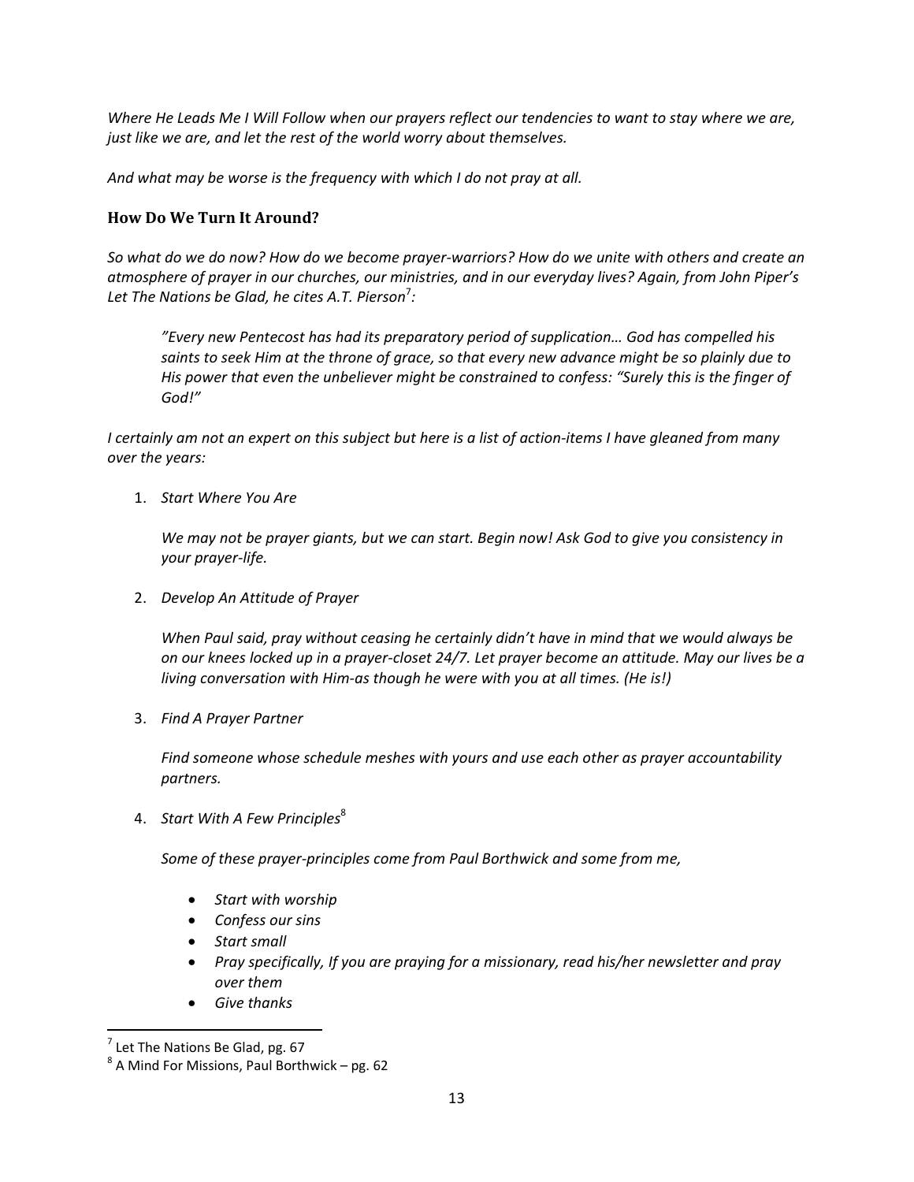*Where He Leads Me I Will Follow when our prayers reflect our tendencies to want to stay where we are, just like we are, and let the rest of the world worry about themselves.*

*And what may be worse is the frequency with which I do not pray at all.*

### How Do We Turn It Around?

*So what do we do now? How do we become prayer-warriors? How do we unite with others and create an atmosphere of prayer in our churches, our ministries, and in our everyday lives? Again, from John Piper's Let The Nations be Glad, he cites A.T. Pierson*[7]*:*

> *"Every new Pentecost has had its preparatory period of supplication… God has compelled his saints to seek Him at the throne of grace, so that every new advance might be so plainly due to His power that even the unbeliever might be constrained to confess: "Surely this is the finger of God!"*

*I certainly am not an expert on this subject but here is a list of action-items I have gleaned from many over the years:*

1. *Start Where You Are*

   *We may not be prayer giants, but we can start. Begin now! Ask God to give you consistency in your prayer-life.*

2. *Develop An Attitude of Prayer*

   *When Paul said, pray without ceasing he certainly didn't have in mind that we would always be on our knees locked up in a prayer-closet 24/7. Let prayer become an attitude. May our lives be a living conversation with Him-as though he were with you at all times. (He is!)*

3. *Find A Prayer Partner*

   *Find someone whose schedule meshes with yours and use each other as prayer accountability partners.*

4. *Start With A Few Principles*[8]

   *Some of these prayer-principles come from Paul Borthwick and some from me,*

   - *Start with worship*
   - *Confess our sins*
   - *Start small*
   - *Pray specifically, If you are praying for a missionary, read his/her newsletter and pray over them*
   - *Give thanks*

---

[7] Let The Nations Be Glad, pg. 67

[8] A Mind For Missions, Paul Borthwick – pg. 62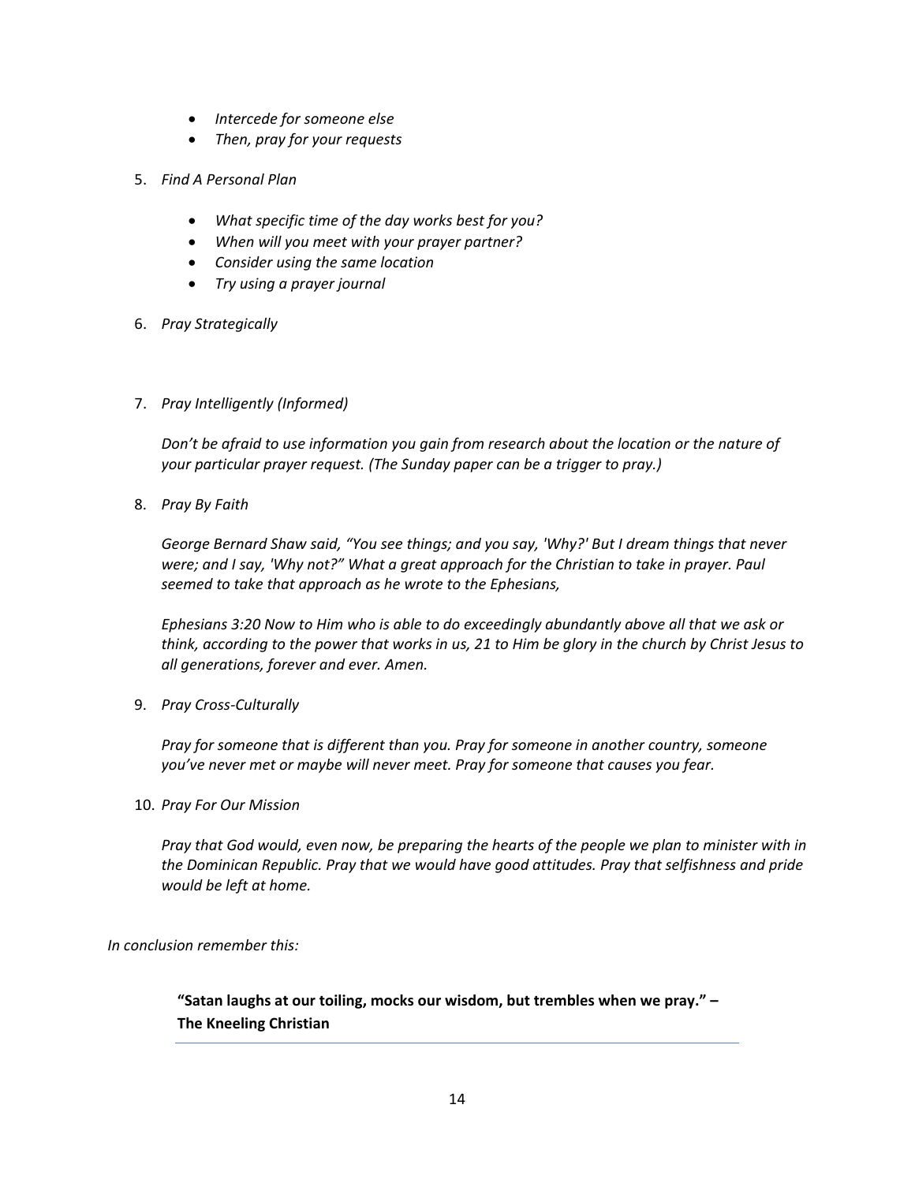- *Intercede for someone else*
- *Then, pray for your requests*

5. *Find A Personal Plan*

    - *What specific time of the day works best for you?*
    - *When will you meet with your prayer partner?*
    - *Consider using the same location*
    - *Try using a prayer journal*

6. *Pray Strategically*

7. *Pray Intelligently (Informed)*

    *Don't be afraid to use information you gain from research about the location or the nature of your particular prayer request. (The Sunday paper can be a trigger to pray.)*

8. *Pray By Faith*

    *George Bernard Shaw said, "You see things; and you say, 'Why?' But I dream things that never were; and I say, 'Why not?" What a great approach for the Christian to take in prayer. Paul seemed to take that approach as he wrote to the Ephesians,*

    *Ephesians 3:20 Now to Him who is able to do exceedingly abundantly above all that we ask or think, according to the power that works in us, 21 to Him be glory in the church by Christ Jesus to all generations, forever and ever. Amen.*

9. *Pray Cross-Culturally*

    *Pray for someone that is different than you. Pray for someone in another country, someone you've never met or maybe will never meet. Pray for someone that causes you fear.*

10. *Pray For Our Mission*

    *Pray that God would, even now, be preparing the hearts of the people we plan to minister with in the Dominican Republic. Pray that we would have good attitudes. Pray that selfishness and pride would be left at home.*

*In conclusion remember this:*

> **"Satan laughs at our toiling, mocks our wisdom, but trembles when we pray." – The Kneeling Christian**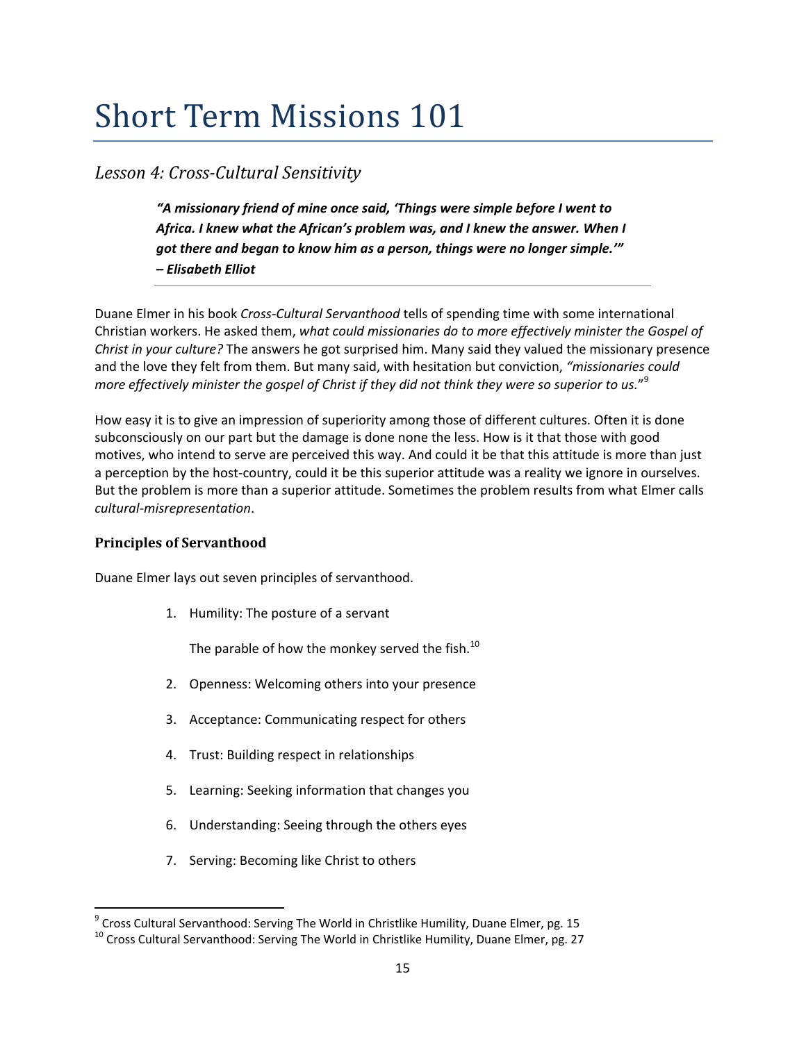# Short Term Missions 101

## *Lesson 4: Cross-Cultural Sensitivity*

> ***"A missionary friend of mine once said, 'Things were simple before I went to Africa. I knew what the African's problem was, and I knew the answer. When I got there and began to know him as a person, things were no longer simple.'"***
> ***– Elisabeth Elliot***

Duane Elmer in his book *Cross-Cultural Servanthood* tells of spending time with some international Christian workers. He asked them, *what could missionaries do to more effectively minister the Gospel of Christ in your culture?* The answers he got surprised him. Many said they valued the missionary presence and the love they felt from them. But many said, with hesitation but conviction, *"missionaries could more effectively minister the gospel of Christ if they did not think they were so superior to us*."[9]

How easy it is to give an impression of superiority among those of different cultures. Often it is done subconsciously on our part but the damage is done none the less. How is it that those with good motives, who intend to serve are perceived this way. And could it be that this attitude is more than just a perception by the host-country, could it be this superior attitude was a reality we ignore in ourselves. But the problem is more than a superior attitude. Sometimes the problem results from what Elmer calls *cultural-misrepresentation*.

### Principles of Servanthood

Duane Elmer lays out seven principles of servanthood.

1. Humility: The posture of a servant

   The parable of how the monkey served the fish.[10]

2. Openness: Welcoming others into your presence
3. Acceptance: Communicating respect for others
4. Trust: Building respect in relationships
5. Learning: Seeking information that changes you
6. Understanding: Seeing through the others eyes
7. Serving: Becoming like Christ to others

---

[9] Cross Cultural Servanthood: Serving The World in Christlike Humility, Duane Elmer, pg. 15

[10] Cross Cultural Servanthood: Serving The World in Christlike Humility, Duane Elmer, pg. 27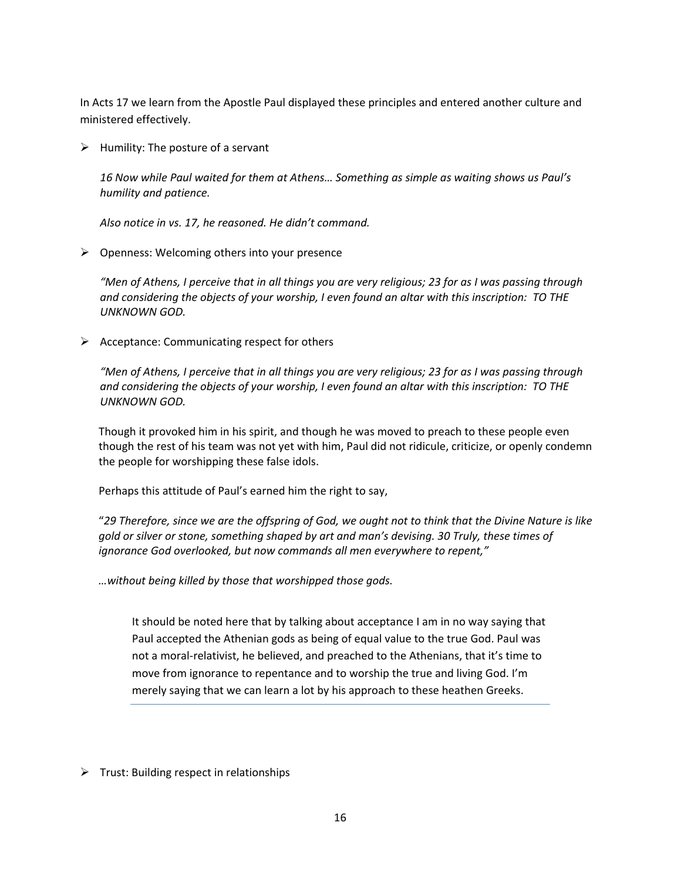In Acts 17 we learn from the Apostle Paul displayed these principles and entered another culture and ministered effectively.

- Humility: The posture of a servant

  *16 Now while Paul waited for them at Athens… Something as simple as waiting shows us Paul's humility and patience.*

  *Also notice in vs. 17, he reasoned. He didn't command.*

- Openness: Welcoming others into your presence

  *"Men of Athens, I perceive that in all things you are very religious; 23 for as I was passing through and considering the objects of your worship, I even found an altar with this inscription: TO THE UNKNOWN GOD.*

- Acceptance: Communicating respect for others

  *"Men of Athens, I perceive that in all things you are very religious; 23 for as I was passing through and considering the objects of your worship, I even found an altar with this inscription: TO THE UNKNOWN GOD.*

  Though it provoked him in his spirit, and though he was moved to preach to these people even though the rest of his team was not yet with him, Paul did not ridicule, criticize, or openly condemn the people for worshipping these false idols.

  Perhaps this attitude of Paul's earned him the right to say,

  "*29 Therefore, since we are the offspring of God, we ought not to think that the Divine Nature is like gold or silver or stone, something shaped by art and man's devising. 30 Truly, these times of ignorance God overlooked, but now commands all men everywhere to repent,"*

  *…without being killed by those that worshipped those gods.*

  > It should be noted here that by talking about acceptance I am in no way saying that Paul accepted the Athenian gods as being of equal value to the true God. Paul was not a moral-relativist, he believed, and preached to the Athenians, that it's time to move from ignorance to repentance and to worship the true and living God. I'm merely saying that we can learn a lot by his approach to these heathen Greeks.

- Trust: Building respect in relationships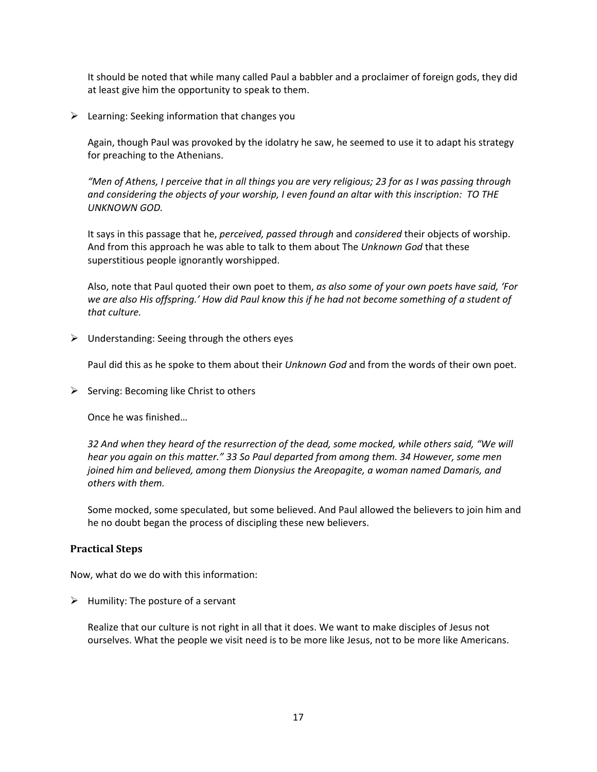It should be noted that while many called Paul a babbler and a proclaimer of foreign gods, they did at least give him the opportunity to speak to them.

- Learning: Seeking information that changes you

  Again, though Paul was provoked by the idolatry he saw, he seemed to use it to adapt his strategy for preaching to the Athenians.

  *"Men of Athens, I perceive that in all things you are very religious; 23 for as I was passing through and considering the objects of your worship, I even found an altar with this inscription: TO THE UNKNOWN GOD.*

  It says in this passage that he, *perceived, passed through* and *considered* their objects of worship. And from this approach he was able to talk to them about The *Unknown God* that these superstitious people ignorantly worshipped.

  Also, note that Paul quoted their own poet to them, *as also some of your own poets have said, 'For we are also His offspring.' How did Paul know this if he had not become something of a student of that culture.*

- Understanding: Seeing through the others eyes

  Paul did this as he spoke to them about their *Unknown God* and from the words of their own poet.

- Serving: Becoming like Christ to others

  Once he was finished…

  *32 And when they heard of the resurrection of the dead, some mocked, while others said, "We will hear you again on this matter." 33 So Paul departed from among them. 34 However, some men joined him and believed, among them Dionysius the Areopagite, a woman named Damaris, and others with them.*

  Some mocked, some speculated, but some believed. And Paul allowed the believers to join him and he no doubt began the process of discipling these new believers.

### Practical Steps

Now, what do we do with this information:

- Humility: The posture of a servant

  Realize that our culture is not right in all that it does. We want to make disciples of Jesus not ourselves. What the people we visit need is to be more like Jesus, not to be more like Americans.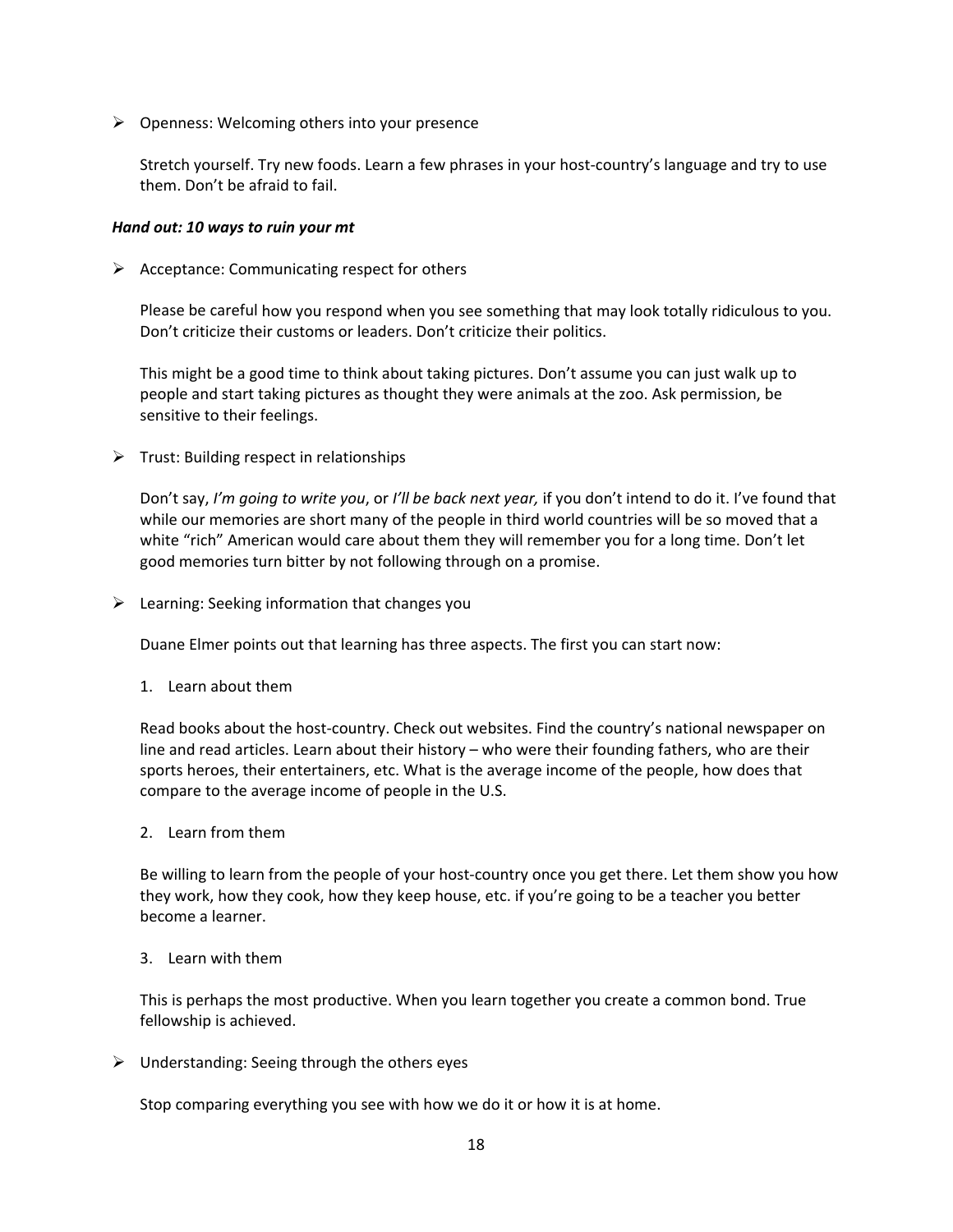- Openness: Welcoming others into your presence

  Stretch yourself. Try new foods. Learn a few phrases in your host-country's language and try to use them. Don't be afraid to fail.

***Hand out: 10 ways to ruin your mt***

- Acceptance: Communicating respect for others

  Please be careful how you respond when you see something that may look totally ridiculous to you. Don't criticize their customs or leaders. Don't criticize their politics.

  This might be a good time to think about taking pictures. Don't assume you can just walk up to people and start taking pictures as thought they were animals at the zoo. Ask permission, be sensitive to their feelings.

- Trust: Building respect in relationships

  Don't say, *I'm going to write you*, or *I'll be back next year,* if you don't intend to do it. I've found that while our memories are short many of the people in third world countries will be so moved that a white "rich" American would care about them they will remember you for a long time. Don't let good memories turn bitter by not following through on a promise.

- Learning: Seeking information that changes you

  Duane Elmer points out that learning has three aspects. The first you can start now:

  1. Learn about them

  Read books about the host-country. Check out websites. Find the country's national newspaper on line and read articles. Learn about their history – who were their founding fathers, who are their sports heroes, their entertainers, etc. What is the average income of the people, how does that compare to the average income of people in the U.S.

  2. Learn from them

  Be willing to learn from the people of your host-country once you get there. Let them show you how they work, how they cook, how they keep house, etc. if you're going to be a teacher you better become a learner.

  3. Learn with them

  This is perhaps the most productive. When you learn together you create a common bond. True fellowship is achieved.

- Understanding: Seeing through the others eyes

  Stop comparing everything you see with how we do it or how it is at home.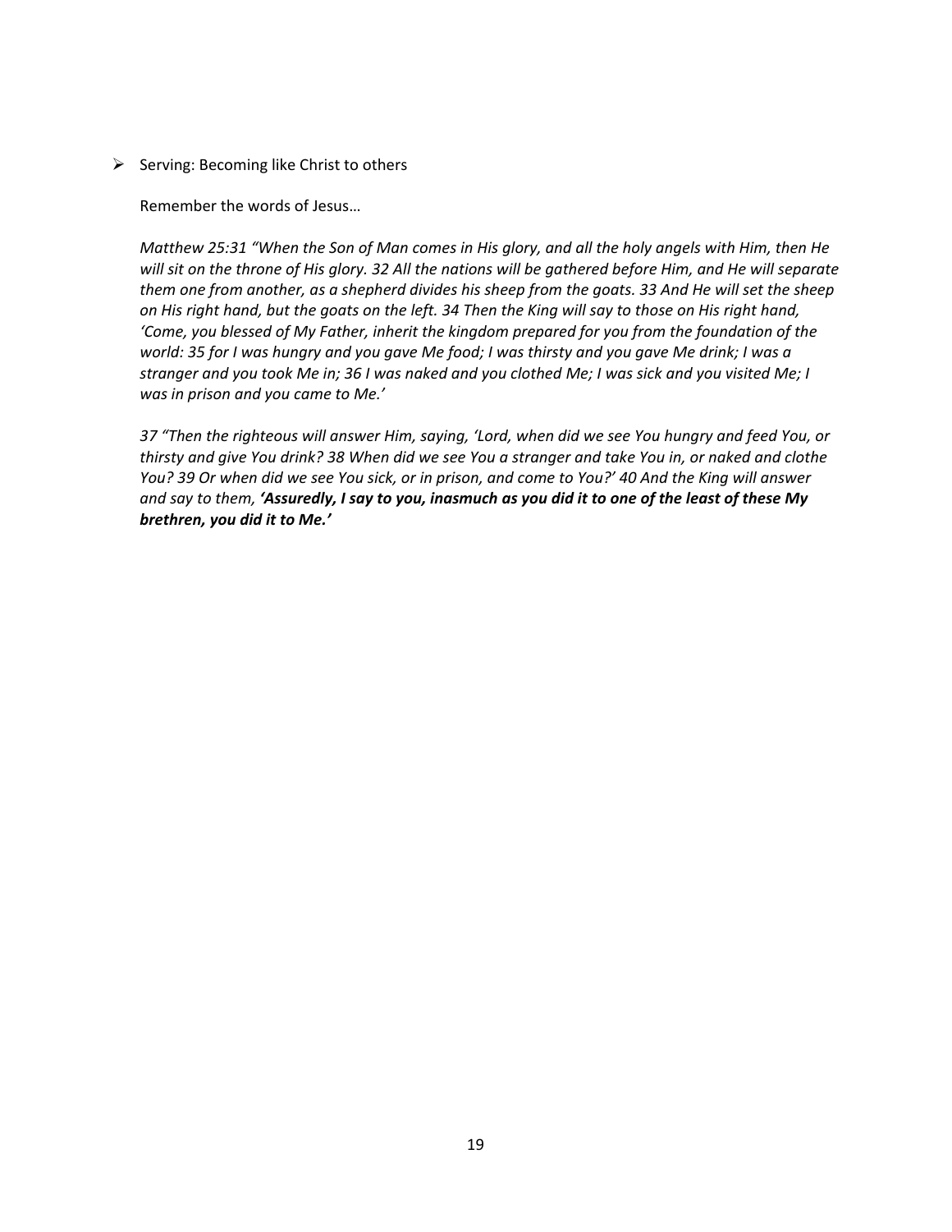- Serving: Becoming like Christ to others

  Remember the words of Jesus…

  *Matthew 25:31 "When the Son of Man comes in His glory, and all the holy angels with Him, then He will sit on the throne of His glory. 32 All the nations will be gathered before Him, and He will separate them one from another, as a shepherd divides his sheep from the goats. 33 And He will set the sheep on His right hand, but the goats on the left. 34 Then the King will say to those on His right hand, 'Come, you blessed of My Father, inherit the kingdom prepared for you from the foundation of the world: 35 for I was hungry and you gave Me food; I was thirsty and you gave Me drink; I was a stranger and you took Me in; 36 I was naked and you clothed Me; I was sick and you visited Me; I was in prison and you came to Me.'*

  *37 "Then the righteous will answer Him, saying, 'Lord, when did we see You hungry and feed You, or thirsty and give You drink? 38 When did we see You a stranger and take You in, or naked and clothe You? 39 Or when did we see You sick, or in prison, and come to You?' 40 And the King will answer and say to them,* ***'Assuredly, I say to you, inasmuch as you did it to one of the least of these My brethren, you did it to Me.'***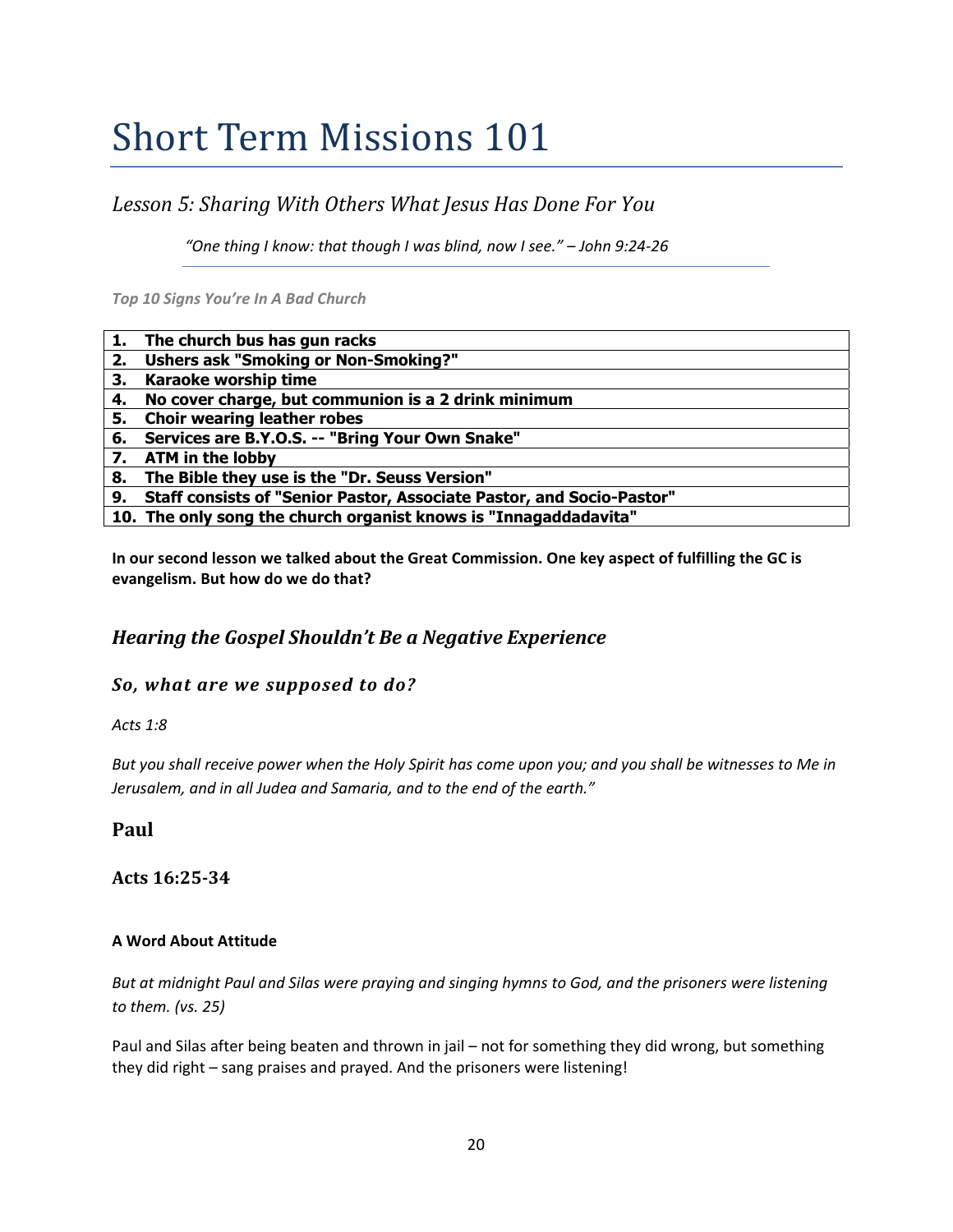// Short Term Missions 101

## *Lesson 5: Sharing With Others What Jesus Has Done For You*

*"One thing I know: that though I was blind, now I see." – John 9:24-26*

***Top 10 Signs You're In A Bad Church***

| | |
|---|---|
| **1.** | **The church bus has gun racks** |
| **2.** | **Ushers ask "Smoking or Non-Smoking?"** |
| **3.** | **Karaoke worship time** |
| **4.** | **No cover charge, but communion is a 2 drink minimum** |
| **5.** | **Choir wearing leather robes** |
| **6.** | **Services are B.Y.O.S. -- "Bring Your Own Snake"** |
| **7.** | **ATM in the lobby** |
| **8.** | **The Bible they use is the "Dr. Seuss Version"** |
| **9.** | **Staff consists of "Senior Pastor, Associate Pastor, and Socio-Pastor"** |
| **10.** | **The only song the church organist knows is "Innagaddadavita"** |

**In our second lesson we talked about the Great Commission. One key aspect of fulfilling the GC is evangelism. But how do we do that?**

## *Hearing the Gospel Shouldn't Be a Negative Experience*

### *So, what are we supposed to do?*

*Acts 1:8*

*But you shall receive power when the Holy Spirit has come upon you; and you shall be witnesses to Me in Jerusalem, and in all Judea and Samaria, and to the end of the earth."*

## Paul

### Acts 16:25-34

#### A Word About Attitude

*But at midnight Paul and Silas were praying and singing hymns to God, and the prisoners were listening to them. (vs. 25)*

Paul and Silas after being beaten and thrown in jail – not for something they did wrong, but something they did right – sang praises and prayed. And the prisoners were listening!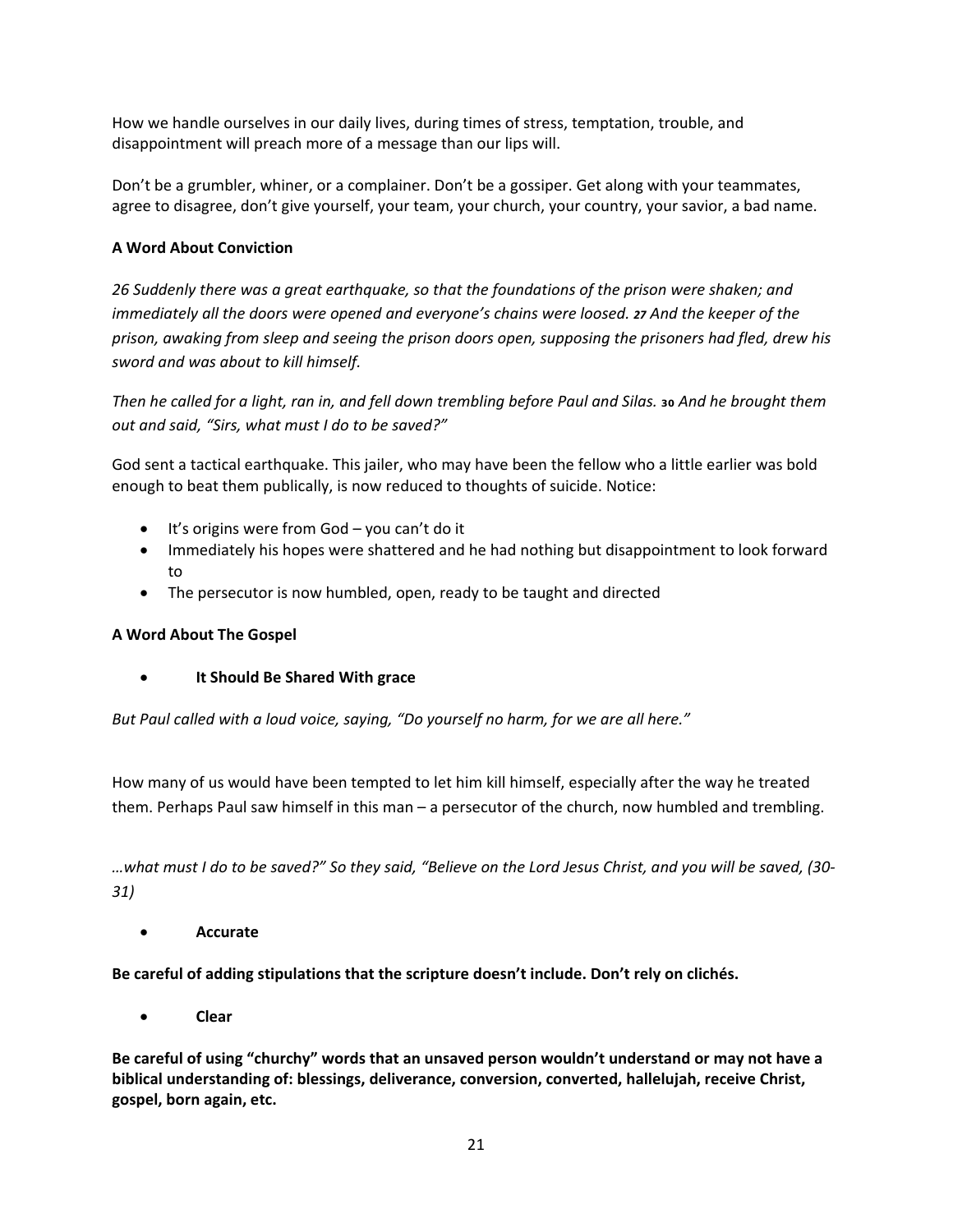How we handle ourselves in our daily lives, during times of stress, temptation, trouble, and disappointment will preach more of a message than our lips will.

Don't be a grumbler, whiner, or a complainer. Don't be a gossiper. Get along with your teammates, agree to disagree, don't give yourself, your team, your church, your country, your savior, a bad name.

**A Word About Conviction**

*26 Suddenly there was a great earthquake, so that the foundations of the prison were shaken; and immediately all the doors were opened and everyone's chains were loosed. 27 And the keeper of the prison, awaking from sleep and seeing the prison doors open, supposing the prisoners had fled, drew his sword and was about to kill himself.*

*Then he called for a light, ran in, and fell down trembling before Paul and Silas. 30 And he brought them out and said, "Sirs, what must I do to be saved?"*

God sent a tactical earthquake. This jailer, who may have been the fellow who a little earlier was bold enough to beat them publically, is now reduced to thoughts of suicide. Notice:

- It's origins were from God – you can't do it
- Immediately his hopes were shattered and he had nothing but disappointment to look forward to
- The persecutor is now humbled, open, ready to be taught and directed

**A Word About The Gospel**

- **It Should Be Shared With grace**

*But Paul called with a loud voice, saying, "Do yourself no harm, for we are all here."*

How many of us would have been tempted to let him kill himself, especially after the way he treated them. Perhaps Paul saw himself in this man – a persecutor of the church, now humbled and trembling.

*…what must I do to be saved?" So they said, "Believe on the Lord Jesus Christ, and you will be saved, (30-31)*

- **Accurate**

**Be careful of adding stipulations that the scripture doesn't include. Don't rely on clichés.**

- **Clear**

**Be careful of using "churchy" words that an unsaved person wouldn't understand or may not have a biblical understanding of: blessings, deliverance, conversion, converted, hallelujah, receive Christ, gospel, born again, etc.**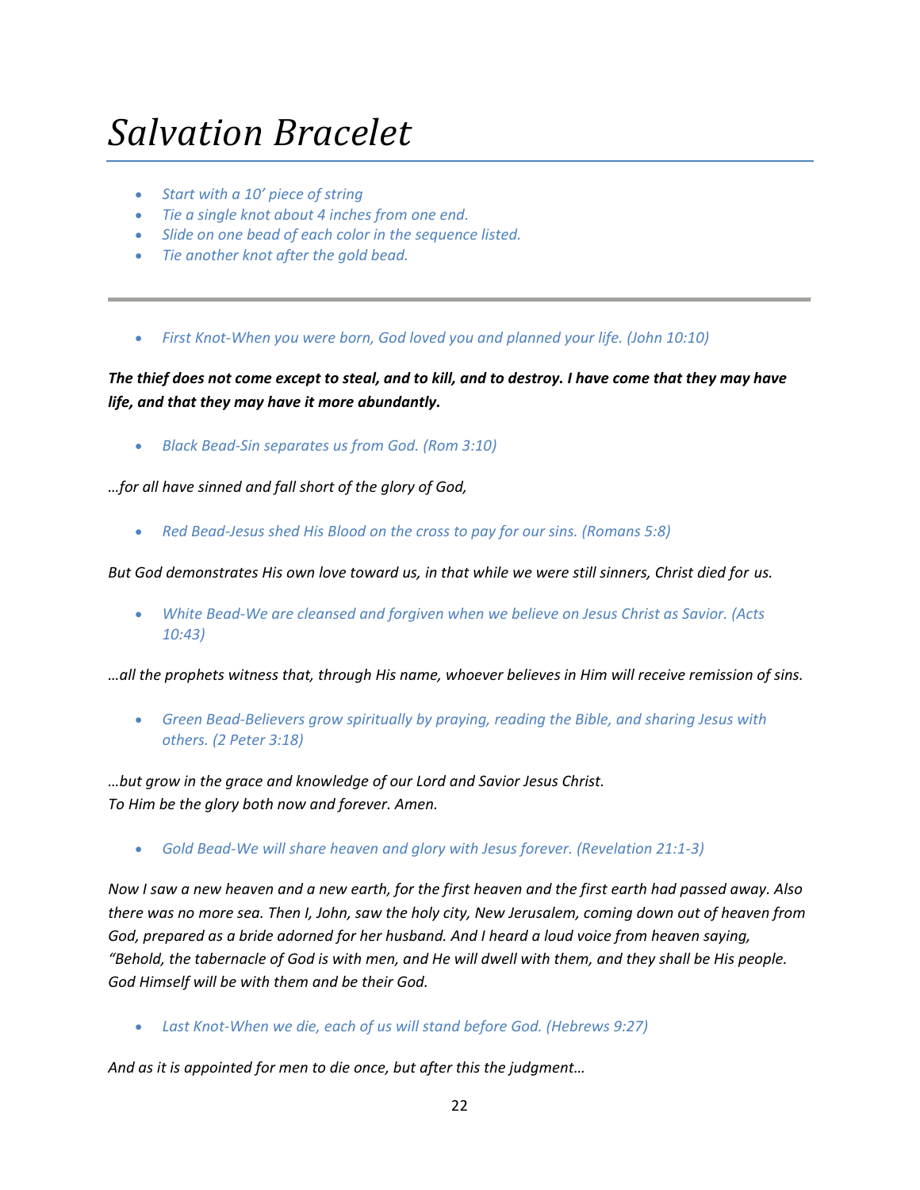// Salvation Bracelet

# *Salvation Bracelet*

- *Start with a 10' piece of string*
- *Tie a single knot about 4 inches from one end.*
- *Slide on one bead of each color in the sequence listed.*
- *Tie another knot after the gold bead.*

---

- *First Knot-When you were born, God loved you and planned your life. (John 10:10)*

***The thief does not come except to steal, and to kill, and to destroy. I have come that they may have life, and that they may have it more abundantly.***

- *Black Bead-Sin separates us from God. (Rom 3:10)*

*…for all have sinned and fall short of the glory of God,*

- *Red Bead-Jesus shed His Blood on the cross to pay for our sins. (Romans 5:8)*

*But God demonstrates His own love toward us, in that while we were still sinners, Christ died for us.*

- *White Bead-We are cleansed and forgiven when we believe on Jesus Christ as Savior. (Acts 10:43)*

*…all the prophets witness that, through His name, whoever believes in Him will receive remission of sins.*

- *Green Bead-Believers grow spiritually by praying, reading the Bible, and sharing Jesus with others. (2 Peter 3:18)*

*…but grow in the grace and knowledge of our Lord and Savior Jesus Christ.*
*To Him be the glory both now and forever. Amen.*

- *Gold Bead-We will share heaven and glory with Jesus forever. (Revelation 21:1-3)*

*Now I saw a new heaven and a new earth, for the first heaven and the first earth had passed away. Also there was no more sea. Then I, John, saw the holy city, New Jerusalem, coming down out of heaven from God, prepared as a bride adorned for her husband. And I heard a loud voice from heaven saying, "Behold, the tabernacle of God is with men, and He will dwell with them, and they shall be His people. God Himself will be with them and be their God.*

- *Last Knot-When we die, each of us will stand before God. (Hebrews 9:27)*

*And as it is appointed for men to die once, but after this the judgment…*